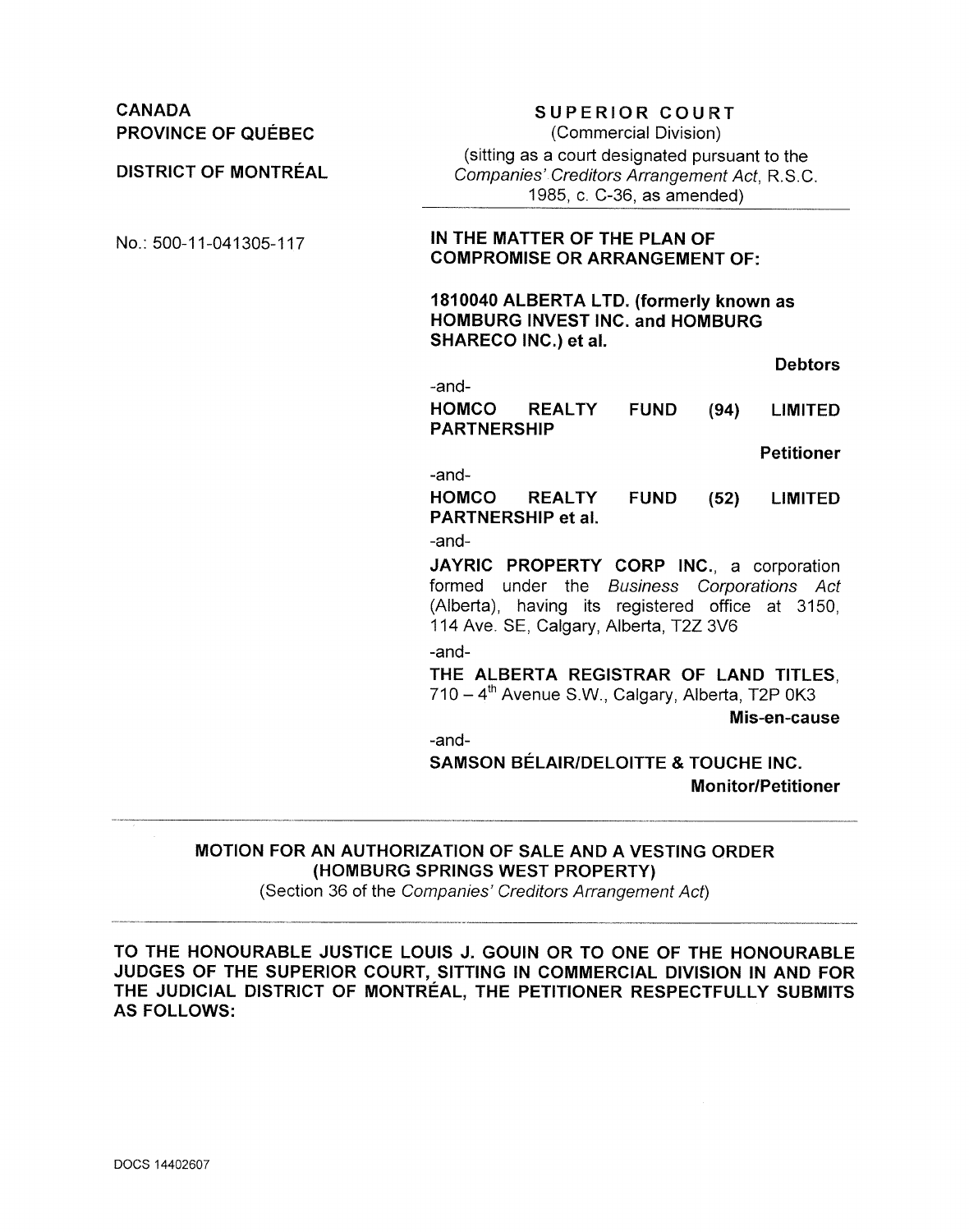**CANADA**
**PROVINCE OF QUÉBEC**

**DISTRICT OF MONTRÉAL**

No.: 500-11-041305-117

**SUPERIOR COURT**
(Commercial Division)
(sitting as a court designated pursuant to the *Companies' Creditors Arrangement Act*, R.S.C. 1985, c. C-36, as amended)

---

**IN THE MATTER OF THE PLAN OF COMPROMISE OR ARRANGEMENT OF:**

**1810040 ALBERTA LTD. (formerly known as HOMBURG INVEST INC. and HOMBURG SHARECO INC.) et al.**

**Debtors**

-and-

**HOMCO REALTY FUND (94) LIMITED PARTNERSHIP**

**Petitioner**

-and-

**HOMCO REALTY FUND (52) LIMITED PARTNERSHIP et al.**

-and-

**JAYRIC PROPERTY CORP INC.**, a corporation formed under the *Business Corporations Act* (Alberta), having its registered office at 3150, 114 Ave. SE, Calgary, Alberta, T2Z 3V6

-and-

**THE ALBERTA REGISTRAR OF LAND TITLES**, 710 – 4th Avenue S.W., Calgary, Alberta, T2P 0K3

**Mis-en-cause**

-and-

**SAMSON BÉLAIR/DELOITTE & TOUCHE INC.**

**Monitor/Petitioner**

---

**MOTION FOR AN AUTHORIZATION OF SALE AND A VESTING ORDER (HOMBURG SPRINGS WEST PROPERTY)**
(Section 36 of the *Companies' Creditors Arrangement Act*)

---

**TO THE HONOURABLE JUSTICE LOUIS J. GOUIN OR TO ONE OF THE HONOURABLE JUDGES OF THE SUPERIOR COURT, SITTING IN COMMERCIAL DIVISION IN AND FOR THE JUDICIAL DISTRICT OF MONTRÉAL, THE PETITIONER RESPECTFULLY SUBMITS AS FOLLOWS:**

DOCS 14402607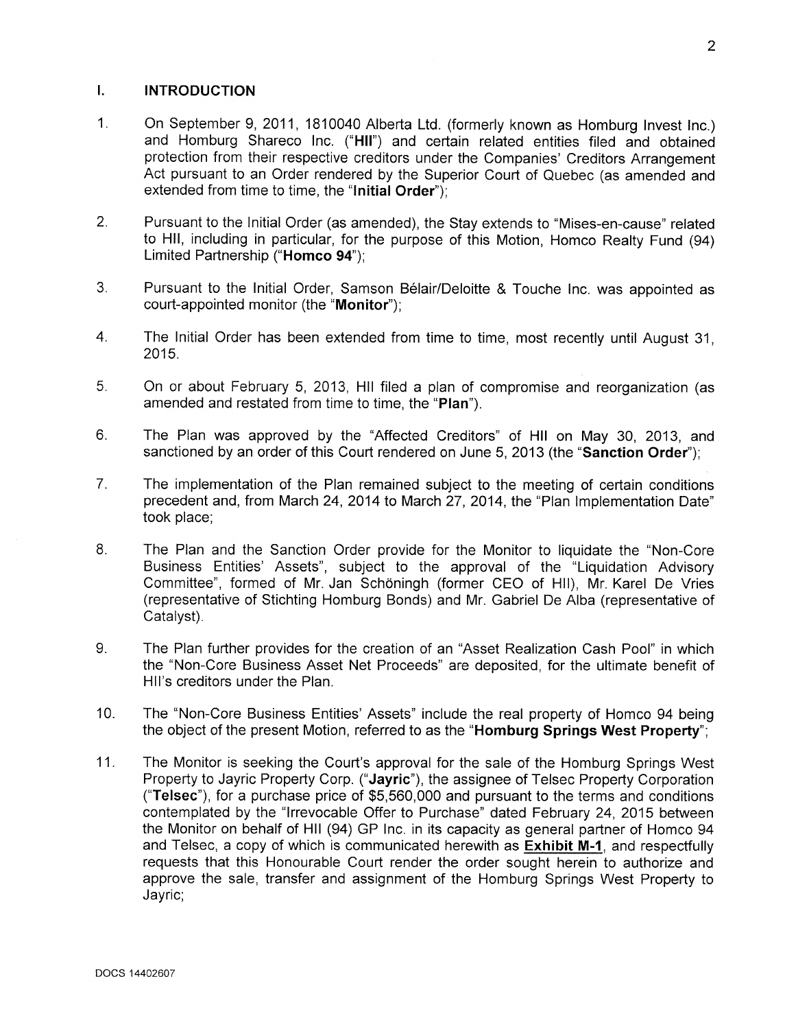## I. INTRODUCTION

1. On September 9, 2011, 1810040 Alberta Ltd. (formerly known as Homburg Invest Inc.) and Homburg Shareco Inc. ("**HII**") and certain related entities filed and obtained protection from their respective creditors under the Companies' Creditors Arrangement Act pursuant to an Order rendered by the Superior Court of Quebec (as amended and extended from time to time, the "**Initial Order**");

2. Pursuant to the Initial Order (as amended), the Stay extends to "Mises-en-cause" related to HII, including in particular, for the purpose of this Motion, Homco Realty Fund (94) Limited Partnership ("**Homco 94**");

3. Pursuant to the Initial Order, Samson Bélair/Deloitte & Touche Inc. was appointed as court-appointed monitor (the "**Monitor**");

4. The Initial Order has been extended from time to time, most recently until August 31, 2015.

5. On or about February 5, 2013, HII filed a plan of compromise and reorganization (as amended and restated from time to time, the "**Plan**").

6. The Plan was approved by the "Affected Creditors" of HII on May 30, 2013, and sanctioned by an order of this Court rendered on June 5, 2013 (the "**Sanction Order**");

7. The implementation of the Plan remained subject to the meeting of certain conditions precedent and, from March 24, 2014 to March 27, 2014, the "Plan Implementation Date" took place;

8. The Plan and the Sanction Order provide for the Monitor to liquidate the "Non-Core Business Entities' Assets", subject to the approval of the "Liquidation Advisory Committee", formed of Mr. Jan Schöningh (former CEO of HII), Mr. Karel De Vries (representative of Stichting Homburg Bonds) and Mr. Gabriel De Alba (representative of Catalyst).

9. The Plan further provides for the creation of an "Asset Realization Cash Pool" in which the "Non-Core Business Asset Net Proceeds" are deposited, for the ultimate benefit of HII's creditors under the Plan.

10. The "Non-Core Business Entities' Assets" include the real property of Homco 94 being the object of the present Motion, referred to as the "**Homburg Springs West Property**";

11. The Monitor is seeking the Court's approval for the sale of the Homburg Springs West Property to Jayric Property Corp. ("**Jayric**"), the assignee of Telsec Property Corporation ("**Telsec**"), for a purchase price of $5,560,000 and pursuant to the terms and conditions contemplated by the "Irrevocable Offer to Purchase" dated February 24, 2015 between the Monitor on behalf of HII (94) GP Inc. in its capacity as general partner of Homco 94 and Telsec, a copy of which is communicated herewith as **Exhibit M-1**, and respectfully requests that this Honourable Court render the order sought herein to authorize and approve the sale, transfer and assignment of the Homburg Springs West Property to Jayric;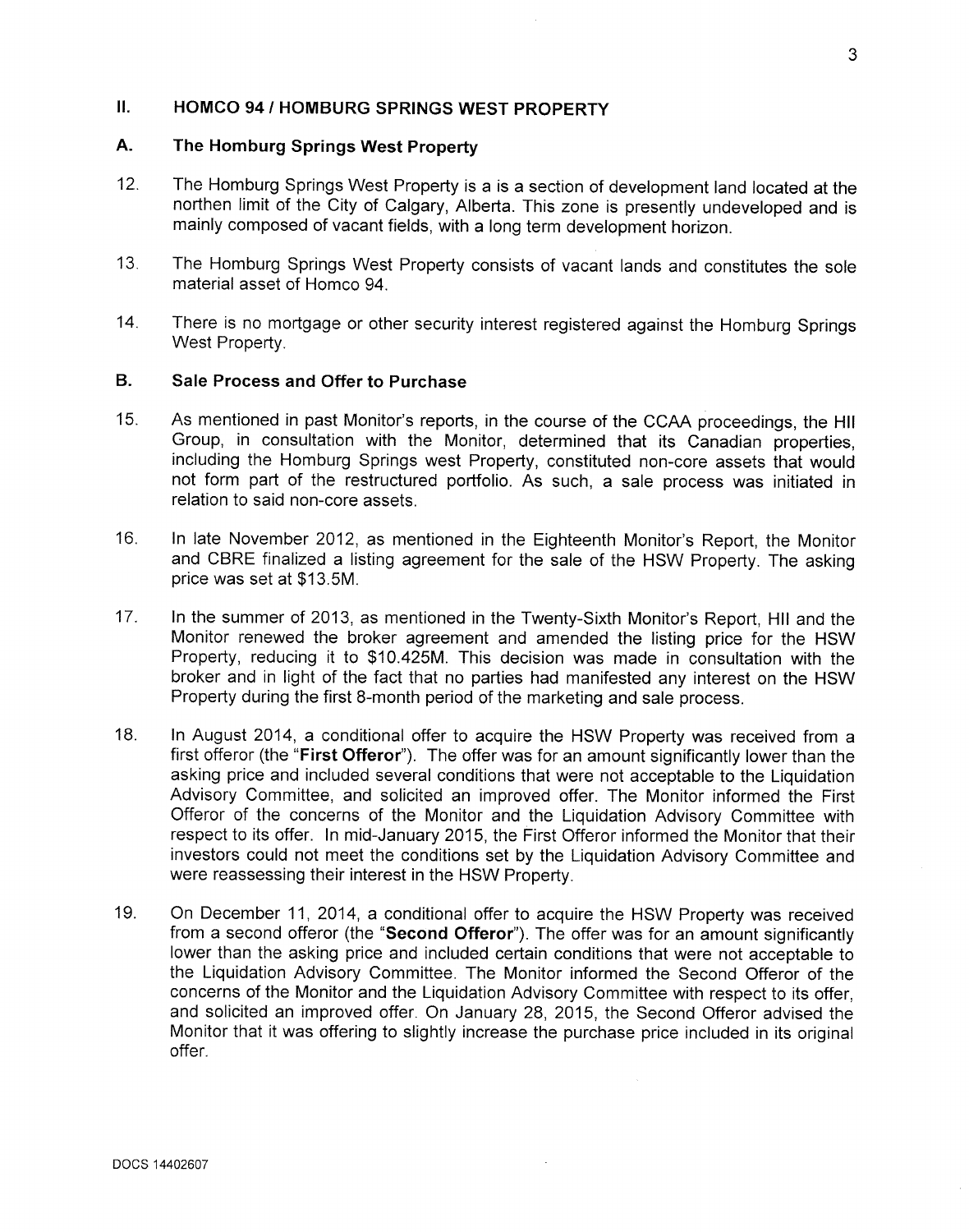## II. HOMCO 94 / HOMBURG SPRINGS WEST PROPERTY

### A. The Homburg Springs West Property

12. The Homburg Springs West Property is a is a section of development land located at the northen limit of the City of Calgary, Alberta. This zone is presently undeveloped and is mainly composed of vacant fields, with a long term development horizon.

13. The Homburg Springs West Property consists of vacant lands and constitutes the sole material asset of Homco 94.

14. There is no mortgage or other security interest registered against the Homburg Springs West Property.

### B. Sale Process and Offer to Purchase

15. As mentioned in past Monitor's reports, in the course of the CCAA proceedings, the HII Group, in consultation with the Monitor, determined that its Canadian properties, including the Homburg Springs west Property, constituted non-core assets that would not form part of the restructured portfolio. As such, a sale process was initiated in relation to said non-core assets.

16. In late November 2012, as mentioned in the Eighteenth Monitor's Report, the Monitor and CBRE finalized a listing agreement for the sale of the HSW Property. The asking price was set at $13.5M.

17. In the summer of 2013, as mentioned in the Twenty-Sixth Monitor's Report, HII and the Monitor renewed the broker agreement and amended the listing price for the HSW Property, reducing it to $10.425M. This decision was made in consultation with the broker and in light of the fact that no parties had manifested any interest on the HSW Property during the first 8-month period of the marketing and sale process.

18. In August 2014, a conditional offer to acquire the HSW Property was received from a first offeror (the "**First Offeror**"). The offer was for an amount significantly lower than the asking price and included several conditions that were not acceptable to the Liquidation Advisory Committee, and solicited an improved offer. The Monitor informed the First Offeror of the concerns of the Monitor and the Liquidation Advisory Committee with respect to its offer. In mid-January 2015, the First Offeror informed the Monitor that their investors could not meet the conditions set by the Liquidation Advisory Committee and were reassessing their interest in the HSW Property.

19. On December 11, 2014, a conditional offer to acquire the HSW Property was received from a second offeror (the "**Second Offeror**"). The offer was for an amount significantly lower than the asking price and included certain conditions that were not acceptable to the Liquidation Advisory Committee. The Monitor informed the Second Offeror of the concerns of the Monitor and the Liquidation Advisory Committee with respect to its offer, and solicited an improved offer. On January 28, 2015, the Second Offeror advised the Monitor that it was offering to slightly increase the purchase price included in its original offer.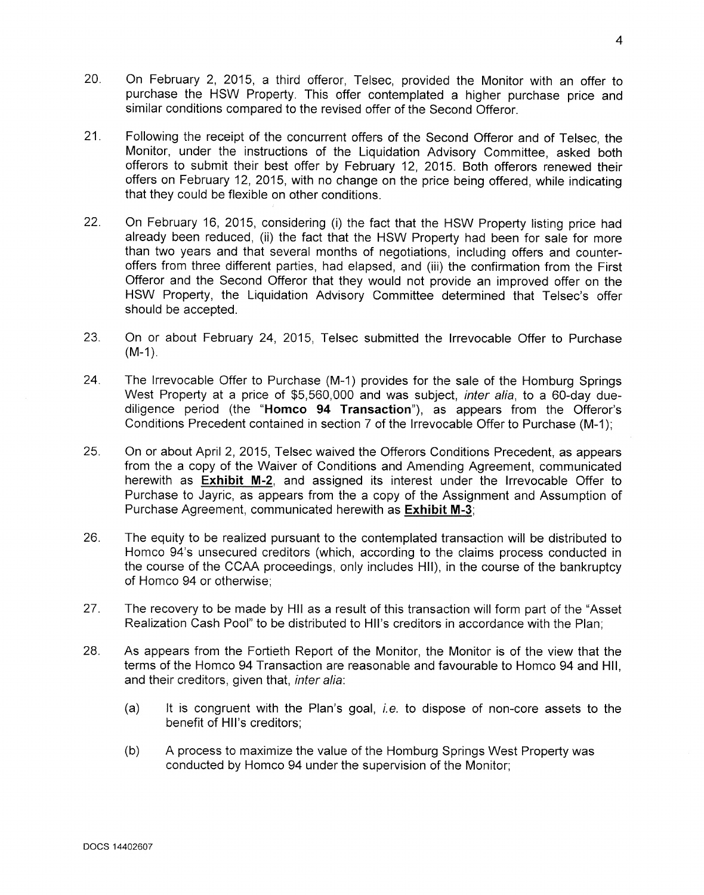20. On February 2, 2015, a third offeror, Telsec, provided the Monitor with an offer to purchase the HSW Property. This offer contemplated a higher purchase price and similar conditions compared to the revised offer of the Second Offeror.

21. Following the receipt of the concurrent offers of the Second Offeror and of Telsec, the Monitor, under the instructions of the Liquidation Advisory Committee, asked both offerors to submit their best offer by February 12, 2015. Both offerors renewed their offers on February 12, 2015, with no change on the price being offered, while indicating that they could be flexible on other conditions.

22. On February 16, 2015, considering (i) the fact that the HSW Property listing price had already been reduced, (ii) the fact that the HSW Property had been for sale for more than two years and that several months of negotiations, including offers and counter-offers from three different parties, had elapsed, and (iii) the confirmation from the First Offeror and the Second Offeror that they would not provide an improved offer on the HSW Property, the Liquidation Advisory Committee determined that Telsec's offer should be accepted.

23. On or about February 24, 2015, Telsec submitted the Irrevocable Offer to Purchase (M-1).

24. The Irrevocable Offer to Purchase (M-1) provides for the sale of the Homburg Springs West Property at a price of $5,560,000 and was subject, *inter alia*, to a 60-day due-diligence period (the "**Homco 94 Transaction**"), as appears from the Offeror's Conditions Precedent contained in section 7 of the Irrevocable Offer to Purchase (M-1);

25. On or about April 2, 2015, Telsec waived the Offerors Conditions Precedent, as appears from the a copy of the Waiver of Conditions and Amending Agreement, communicated herewith as **Exhibit M-2**, and assigned its interest under the Irrevocable Offer to Purchase to Jayric, as appears from the a copy of the Assignment and Assumption of Purchase Agreement, communicated herewith as **Exhibit M-3**;

26. The equity to be realized pursuant to the contemplated transaction will be distributed to Homco 94's unsecured creditors (which, according to the claims process conducted in the course of the CCAA proceedings, only includes HII), in the course of the bankruptcy of Homco 94 or otherwise;

27. The recovery to be made by HII as a result of this transaction will form part of the "Asset Realization Cash Pool" to be distributed to HII's creditors in accordance with the Plan;

28. As appears from the Fortieth Report of the Monitor, the Monitor is of the view that the terms of the Homco 94 Transaction are reasonable and favourable to Homco 94 and HII, and their creditors, given that, *inter alia*:

    (a) It is congruent with the Plan's goal, *i.e.* to dispose of non-core assets to the benefit of HII's creditors;

    (b) A process to maximize the value of the Homburg Springs West Property was conducted by Homco 94 under the supervision of the Monitor;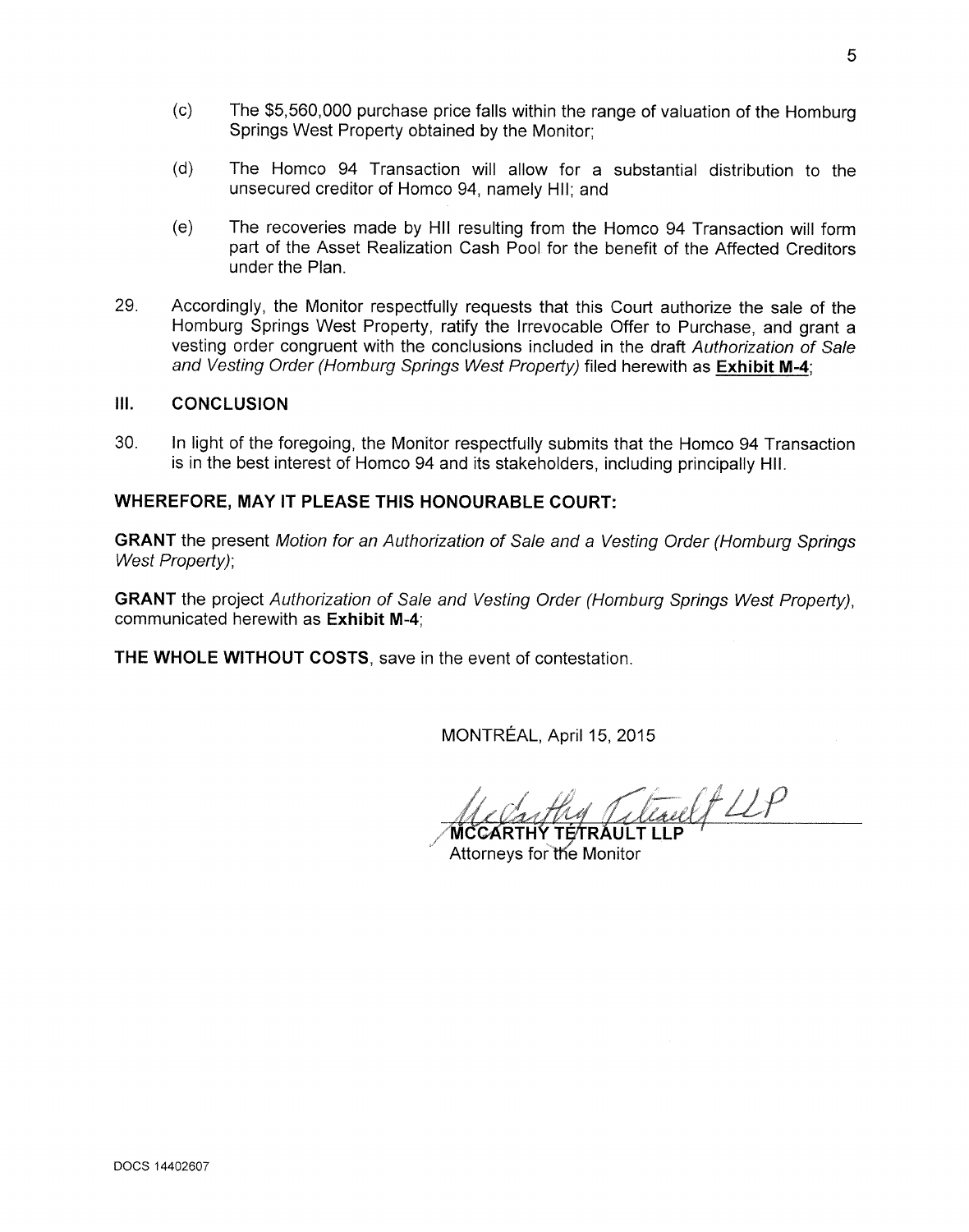(c) The $5,560,000 purchase price falls within the range of valuation of the Homburg Springs West Property obtained by the Monitor;

(d) The Homco 94 Transaction will allow for a substantial distribution to the unsecured creditor of Homco 94, namely HII; and

(e) The recoveries made by HII resulting from the Homco 94 Transaction will form part of the Asset Realization Cash Pool for the benefit of the Affected Creditors under the Plan.

29. Accordingly, the Monitor respectfully requests that this Court authorize the sale of the Homburg Springs West Property, ratify the Irrevocable Offer to Purchase, and grant a vesting order congruent with the conclusions included in the draft *Authorization of Sale and Vesting Order (Homburg Springs West Property)* filed herewith as **Exhibit M-4**;

## III. CONCLUSION

30. In light of the foregoing, the Monitor respectfully submits that the Homco 94 Transaction is in the best interest of Homco 94 and its stakeholders, including principally HII.

**WHEREFORE, MAY IT PLEASE THIS HONOURABLE COURT:**

**GRANT** the present *Motion for an Authorization of Sale and a Vesting Order (Homburg Springs West Property)*;

**GRANT** the project *Authorization of Sale and Vesting Order (Homburg Springs West Property)*, communicated herewith as **Exhibit M-4**;

**THE WHOLE WITHOUT COSTS**, save in the event of contestation.

MONTRÉAL, April 15, 2015

*McCarthy Tétrault LLP*

**MCCARTHY TÉTRAULT LLP**
Attorneys for the Monitor

DOCS 14402607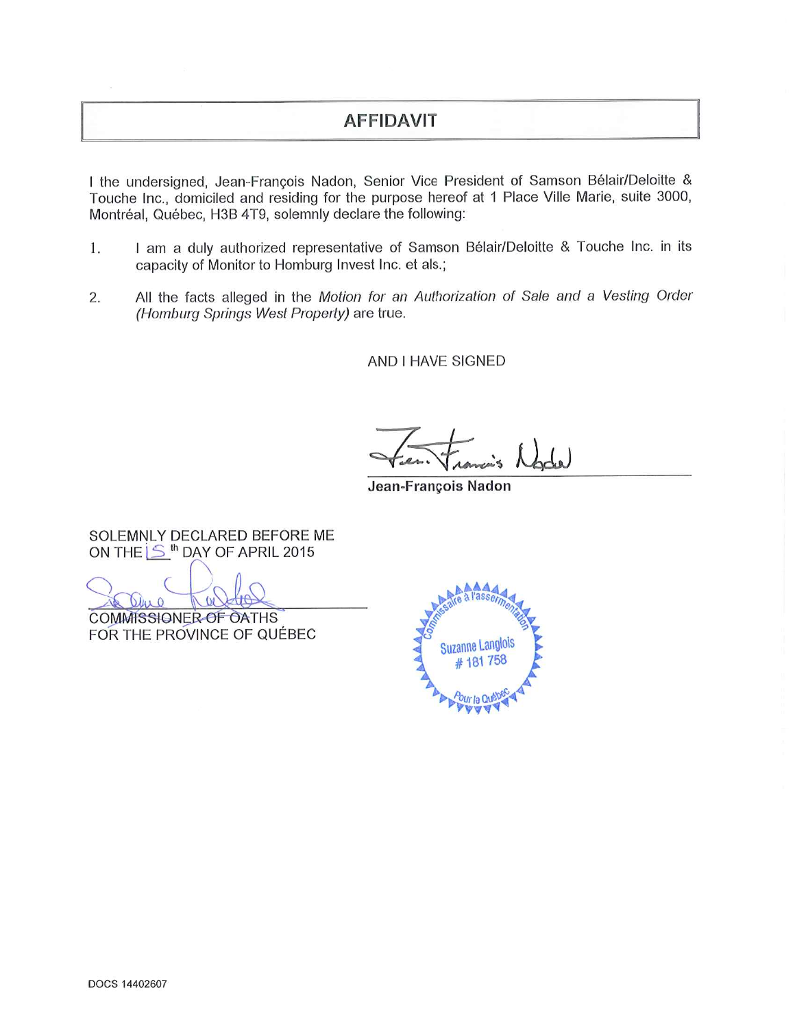# AFFIDAVIT

I the undersigned, Jean-François Nadon, Senior Vice President of Samson Bélair/Deloitte & Touche Inc., domiciled and residing for the purpose hereof at 1 Place Ville Marie, suite 3000, Montréal, Québec, H3B 4T9, solemnly declare the following:

1. I am a duly authorized representative of Samson Bélair/Deloitte & Touche Inc. in its capacity of Monitor to Homburg Invest Inc. et als.;

2. All the facts alleged in the *Motion for an Authorization of Sale and a Vesting Order (Homburg Springs West Property)* are true.

AND I HAVE SIGNED

**Jean-François Nadon**

SOLEMNLY DECLARED BEFORE ME
ON THE 15th DAY OF APRIL 2015

COMMISSIONER OF OATHS
FOR THE PROVINCE OF QUÉBEC

Commissaire à l'assermentation
Suzanne Langlois
# 181 758
Pour le Québec

DOCS 14402607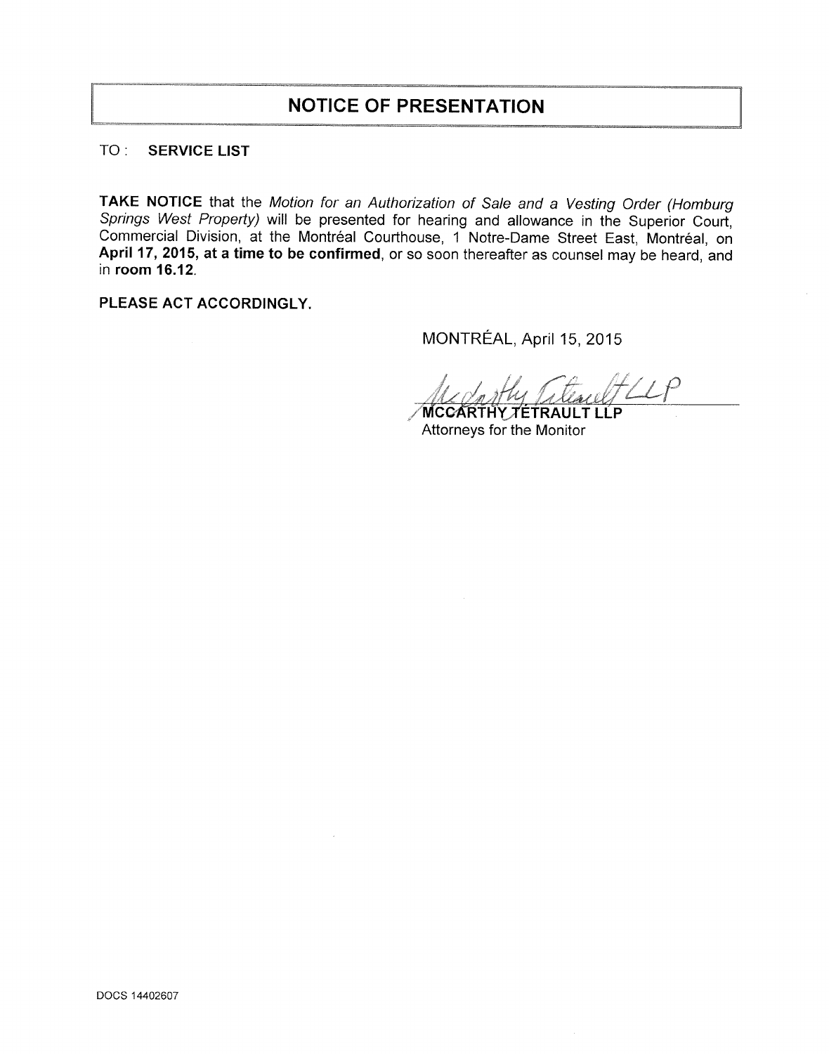# NOTICE OF PRESENTATION

TO : **SERVICE LIST**

**TAKE NOTICE** that the *Motion for an Authorization of Sale and a Vesting Order (Homburg Springs West Property)* will be presented for hearing and allowance in the Superior Court, Commercial Division, at the Montréal Courthouse, 1 Notre-Dame Street East, Montréal, on **April 17, 2015, at a time to be confirmed**, or so soon thereafter as counsel may be heard, and in **room 16.12**.

**PLEASE ACT ACCORDINGLY.**

MONTRÉAL, April 15, 2015

McCarthy Tétrault LLP

**MCCARTHY TÉTRAULT LLP**
Attorneys for the Monitor

DOCS 14402607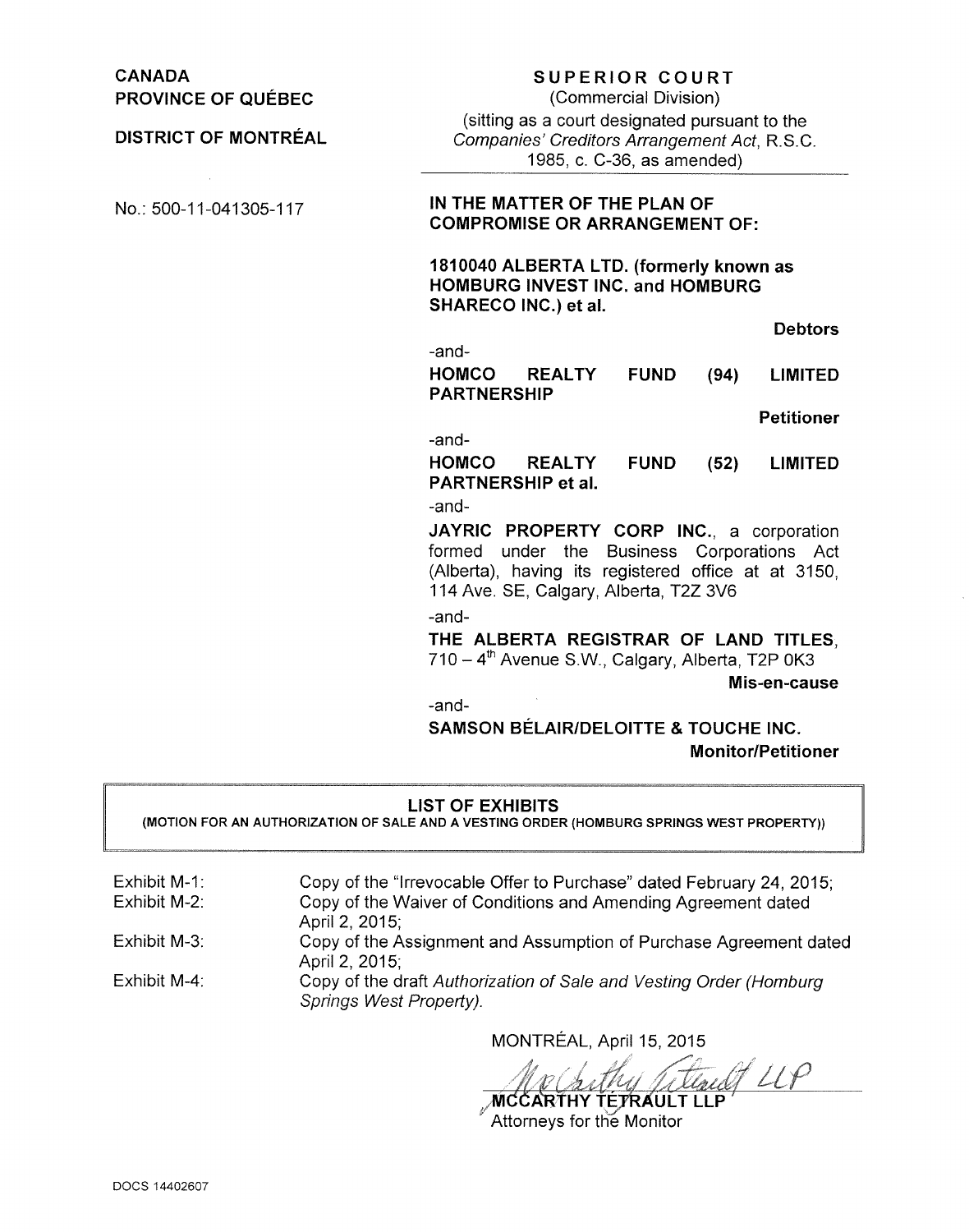CANADA
PROVINCE OF QUÉBEC

DISTRICT OF MONTRÉAL

No.: 500-11-041305-117

**SUPERIOR COURT**
(Commercial Division)
(sitting as a court designated pursuant to the *Companies' Creditors Arrangement Act*, R.S.C. 1985, c. C-36, as amended)

**IN THE MATTER OF THE PLAN OF COMPROMISE OR ARRANGEMENT OF:**

**1810040 ALBERTA LTD. (formerly known as HOMBURG INVEST INC. and HOMBURG SHARECO INC.) et al.**

**Debtors**

-and-

**HOMCO REALTY FUND (94) LIMITED PARTNERSHIP**

**Petitioner**

-and-

**HOMCO REALTY FUND (52) LIMITED PARTNERSHIP et al.**

-and-

**JAYRIC PROPERTY CORP INC.**, a corporation formed under the Business Corporations Act (Alberta), having its registered office at at 3150, 114 Ave. SE, Calgary, Alberta, T2Z 3V6

-and-

**THE ALBERTA REGISTRAR OF LAND TITLES**, 710 – 4th Avenue S.W., Calgary, Alberta, T2P 0K3

**Mis-en-cause**

-and-

**SAMSON BÉLAIR/DELOITTE & TOUCHE INC.**

**Monitor/Petitioner**

---

**LIST OF EXHIBITS**
**(MOTION FOR AN AUTHORIZATION OF SALE AND A VESTING ORDER (HOMBURG SPRINGS WEST PROPERTY))**

---

Exhibit M-1: Copy of the "Irrevocable Offer to Purchase" dated February 24, 2015;

Exhibit M-2: Copy of the Waiver of Conditions and Amending Agreement dated April 2, 2015;

Exhibit M-3: Copy of the Assignment and Assumption of Purchase Agreement dated April 2, 2015;

Exhibit M-4: Copy of the draft *Authorization of Sale and Vesting Order (Homburg Springs West Property).*

MONTRÉAL, April 15, 2015

*McCarthy Tétrault LLP*
**MCCARTHY TÉTRAULT LLP**
Attorneys for the Monitor

DOCS 14402607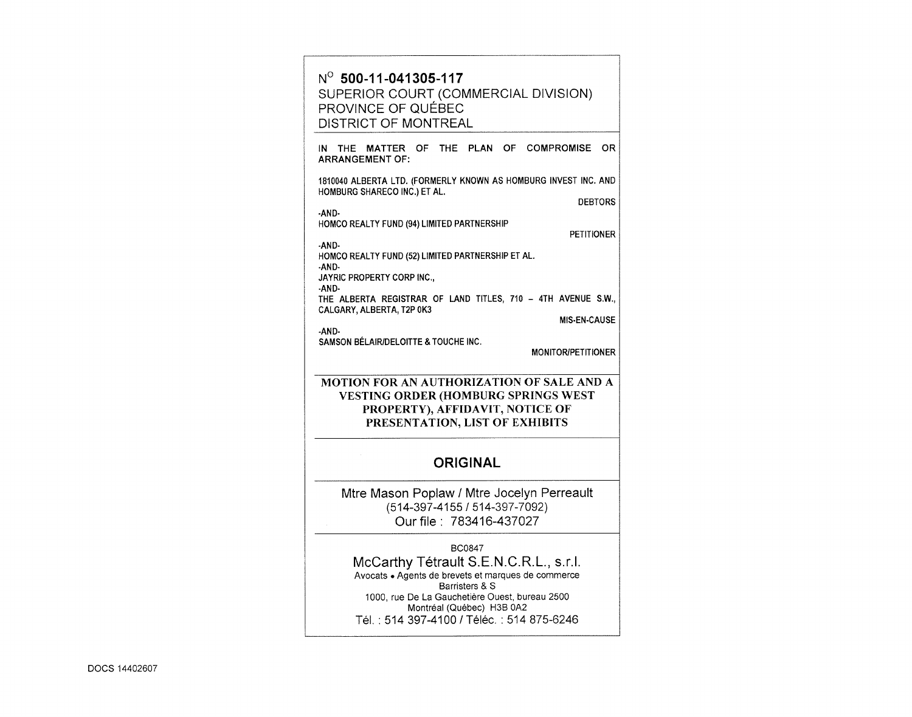N° **500-11-041305-117**
SUPERIOR COURT (COMMERCIAL DIVISION)
PROVINCE OF QUÉBEC
DISTRICT OF MONTREAL

IN THE MATTER OF THE PLAN OF COMPROMISE OR ARRANGEMENT OF:

1810040 ALBERTA LTD. (FORMERLY KNOWN AS HOMBURG INVEST INC. AND HOMBURG SHARECO INC.) ET AL.

DEBTORS

-AND-
HOMCO REALTY FUND (94) LIMITED PARTNERSHIP

PETITIONER

-AND-
HOMCO REALTY FUND (52) LIMITED PARTNERSHIP ET AL.
-AND-
JAYRIC PROPERTY CORP INC.,
-AND-
THE ALBERTA REGISTRAR OF LAND TITLES, 710 – 4TH AVENUE S.W., CALGARY, ALBERTA, T2P 0K3

MIS-EN-CAUSE

-AND-
SAMSON BÉLAIR/DELOITTE & TOUCHE INC.

MONITOR/PETITIONER

**MOTION FOR AN AUTHORIZATION OF SALE AND A VESTING ORDER (HOMBURG SPRINGS WEST PROPERTY), AFFIDAVIT, NOTICE OF PRESENTATION, LIST OF EXHIBITS**

**ORIGINAL**

Mtre Mason Poplaw / Mtre Jocelyn Perreault
(514-397-4155 / 514-397-7092)
Our file : 783416-437027

BC0847
McCarthy Tétrault S.E.N.C.R.L., s.r.l.
Avocats • Agents de brevets et marques de commerce
Barristers & S
1000, rue De La Gauchetière Ouest, bureau 2500
Montréal (Québec) H3B 0A2
Tél. : 514 397-4100 / Téléc. : 514 875-6246

DOCS 14402607